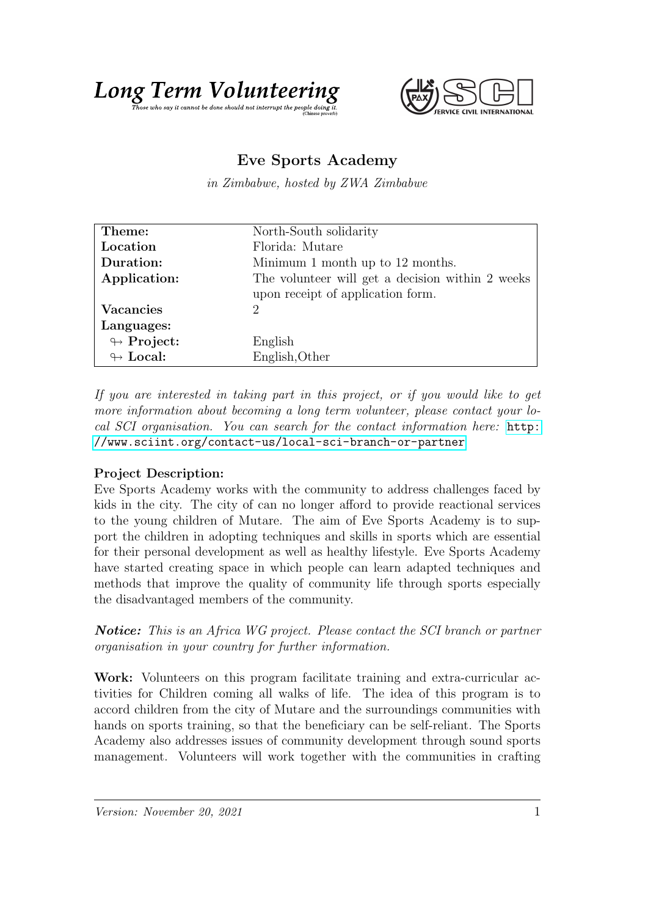**Long Term Volunteering**

*Those who say it cannot be done should not interrupt the people doing it.* (Chinese proverb)

SERVICE CIVIL INTERNATIONAL

# Eve Sports Academy

*in Zimbabwe, hosted by ZWA Zimbabwe*

| | |
|---|---|
| **Theme:** | North-South solidarity |
| **Location** | Florida: Mutare |
| **Duration:** | Minimum 1 month up to 12 months. |
| **Application:** | The volunteer will get a decision within 2 weeks upon receipt of application form. |
| **Vacancies** | 2 |
| **Languages:** | |
| ↬ **Project:** | English |
| ↬ **Local:** | English,Other |

*If you are interested in taking part in this project, or if you would like to get more information about becoming a long term volunteer, please contact your local SCI organisation. You can search for the contact information here:* http://www.sciint.org/contact-us/local-sci-branch-or-partner

**Project Description:**
Eve Sports Academy works with the community to address challenges faced by kids in the city. The city of can no longer afford to provide reactional services to the young children of Mutare. The aim of Eve Sports Academy is to support the children in adopting techniques and skills in sports which are essential for their personal development as well as healthy lifestyle. Eve Sports Academy have started creating space in which people can learn adapted techniques and methods that improve the quality of community life through sports especially the disadvantaged members of the community.

***Notice:*** *This is an Africa WG project. Please contact the SCI branch or partner organisation in your country for further information.*

**Work:** Volunteers on this program facilitate training and extra-curricular activities for Children coming all walks of life. The idea of this program is to accord children from the city of Mutare and the surroundings communities with hands on sports training, so that the beneficiary can be self-reliant. The Sports Academy also addresses issues of community development through sound sports management. Volunteers will work together with the communities in crafting

*Version: November 20, 2021*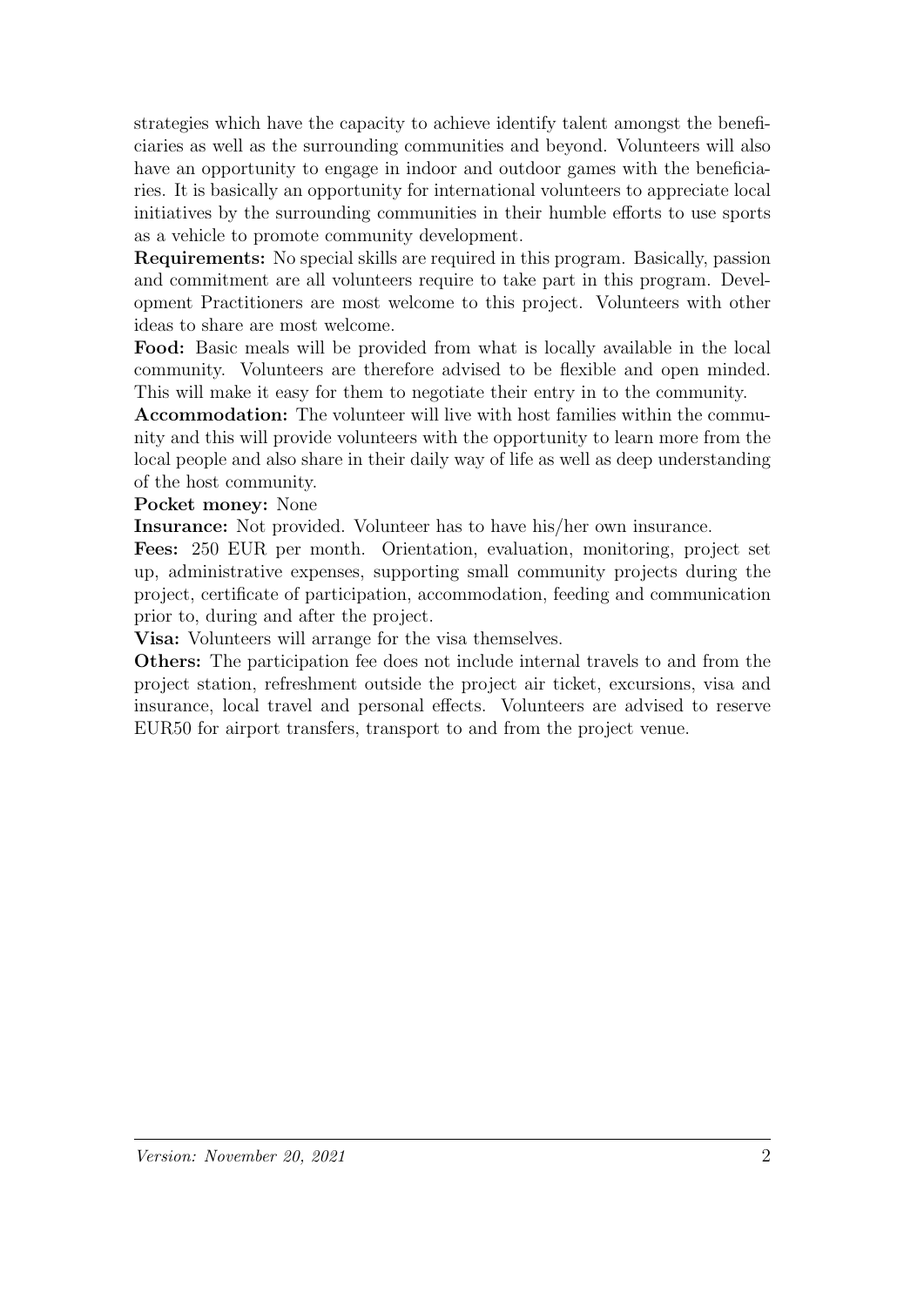strategies which have the capacity to achieve identify talent amongst the beneficiaries as well as the surrounding communities and beyond. Volunteers will also have an opportunity to engage in indoor and outdoor games with the beneficiaries. It is basically an opportunity for international volunteers to appreciate local initiatives by the surrounding communities in their humble efforts to use sports as a vehicle to promote community development.

**Requirements:** No special skills are required in this program. Basically, passion and commitment are all volunteers require to take part in this program. Development Practitioners are most welcome to this project. Volunteers with other ideas to share are most welcome.

**Food:** Basic meals will be provided from what is locally available in the local community. Volunteers are therefore advised to be flexible and open minded. This will make it easy for them to negotiate their entry in to the community.

**Accommodation:** The volunteer will live with host families within the community and this will provide volunteers with the opportunity to learn more from the local people and also share in their daily way of life as well as deep understanding of the host community.

**Pocket money:** None

**Insurance:** Not provided. Volunteer has to have his/her own insurance.

**Fees:** 250 EUR per month. Orientation, evaluation, monitoring, project set up, administrative expenses, supporting small community projects during the project, certificate of participation, accommodation, feeding and communication prior to, during and after the project.

**Visa:** Volunteers will arrange for the visa themselves.

**Others:** The participation fee does not include internal travels to and from the project station, refreshment outside the project air ticket, excursions, visa and insurance, local travel and personal effects. Volunteers are advised to reserve EUR50 for airport transfers, transport to and from the project venue.